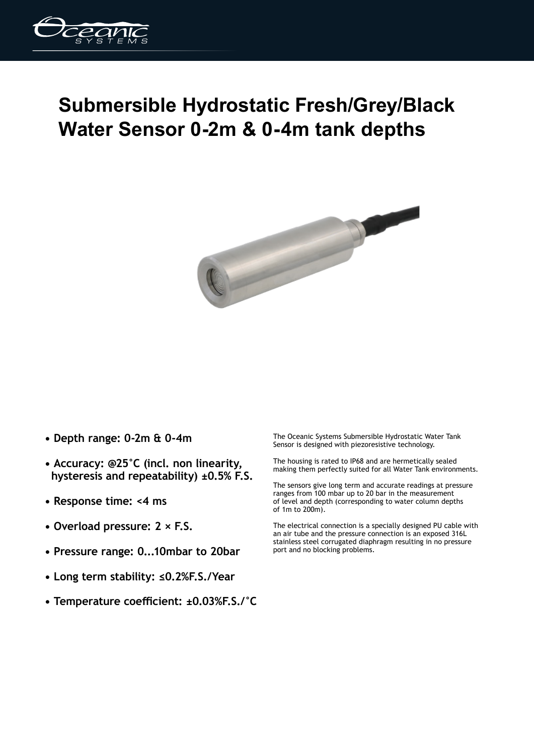# Submersible Hydrostatic Fresh/Grey/Black Water Sensor 0-2m & 0-4m tank depths

- **Depth range: 0-2m & 0-4m**
- **Accuracy: @25°C (incl. non linearity, hysteresis and repeatability) ±0.5% F.S.**
- **Response time: <4 ms**
- **Overload pressure: 2 × F.S.**
- **Pressure range: 0...10mbar to 20bar**
- **Long term stability: ≤0.2%F.S./Year**
- **Temperature coefficient: ±0.03%F.S./°C**

The Oceanic Systems Submersible Hydrostatic Water Tank Sensor is designed with piezoresistive technology.

The housing is rated to IP68 and are hermetically sealed making them perfectly suited for all Water Tank environments.

The sensors give long term and accurate readings at pressure ranges from 100 mbar up to 20 bar in the measurement of level and depth (corresponding to water column depths of 1m to 200m).

The electrical connection is a specially designed PU cable with an air tube and the pressure connection is an exposed 316L stainless steel corrugated diaphragm resulting in no pressure port and no blocking problems.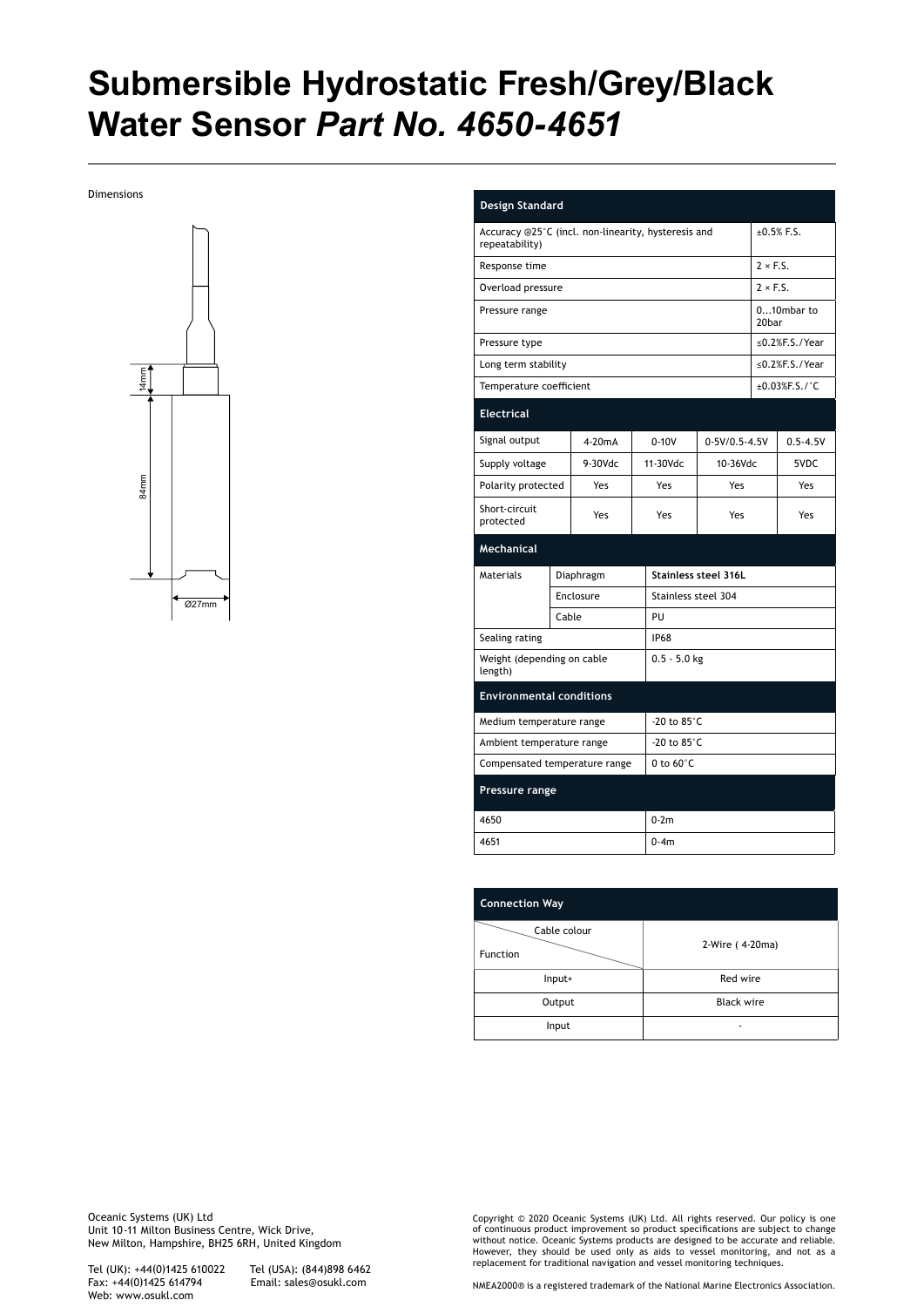# Submersible Hydrostatic Fresh/Grey/Black Water Sensor *Part No. 4650-4651*

Dimensions

14mm

84mm

Ø27mm

| Design Standard | |
|---|---|
| Accuracy @25°C (incl. non-linearity, hysteresis and repeatability) | ±0.5% F.S. |
| Response time | 2 × F.S. |
| Overload pressure | 2 × F.S. |
| Pressure range | 0...10mbar to 20bar |
| Pressure type | ≤0.2%F.S./Year |
| Long term stability | ≤0.2%F.S./Year |
| Temperature coefficient | ±0.03%F.S./°C |

| Electrical | | | | |
|---|---|---|---|---|
| Signal output | 4-20mA | 0-10V | 0-5V/0.5-4.5V | 0.5-4.5V |
| Supply voltage | 9-30Vdc | 11-30Vdc | 10-36Vdc | 5VDC |
| Polarity protected | Yes | Yes | Yes | Yes |
| Short-circuit protected | Yes | Yes | Yes | Yes |

| Mechanical | | |
|---|---|---|
| Materials | Diaphragm | **Stainless steel 316L** |
| | Enclosure | Stainless steel 304 |
| | Cable | PU |
| Sealing rating | | IP68 |
| Weight (depending on cable length) | | 0.5 - 5.0 kg |

| Environmental conditions | |
|---|---|
| Medium temperature range | -20 to 85°C |
| Ambient temperature range | -20 to 85°C |
| Compensated temperature range | 0 to 60°C |

| Pressure range | |
|---|---|
| 4650 | 0-2m |
| 4651 | 0-4m |

| Connection Way | |
|---|---|
| Cable colour / Function | 2-Wire ( 4-20ma) |
| Input+ | Red wire |
| Output | Black wire |
| Input | - |

Oceanic Systems (UK) Ltd
Unit 10-11 Milton Business Centre, Wick Drive,
New Milton, Hampshire, BH25 6RH, United Kingdom

Tel (UK): +44(0)1425 610022
Fax: +44(0)1425 614794
Web: www.osukl.com

Tel (USA): (844)898 6462
Email: sales@osukl.com

Copyright © 2020 Oceanic Systems (UK) Ltd. All rights reserved. Our policy is one of continuous product improvement so product specifications are subject to change without notice. Oceanic Systems products are designed to be accurate and reliable. However, they should be used only as aids to vessel monitoring, and not as a replacement for traditional navigation and vessel monitoring techniques.

NMEA2000® is a registered trademark of the National Marine Electronics Association.